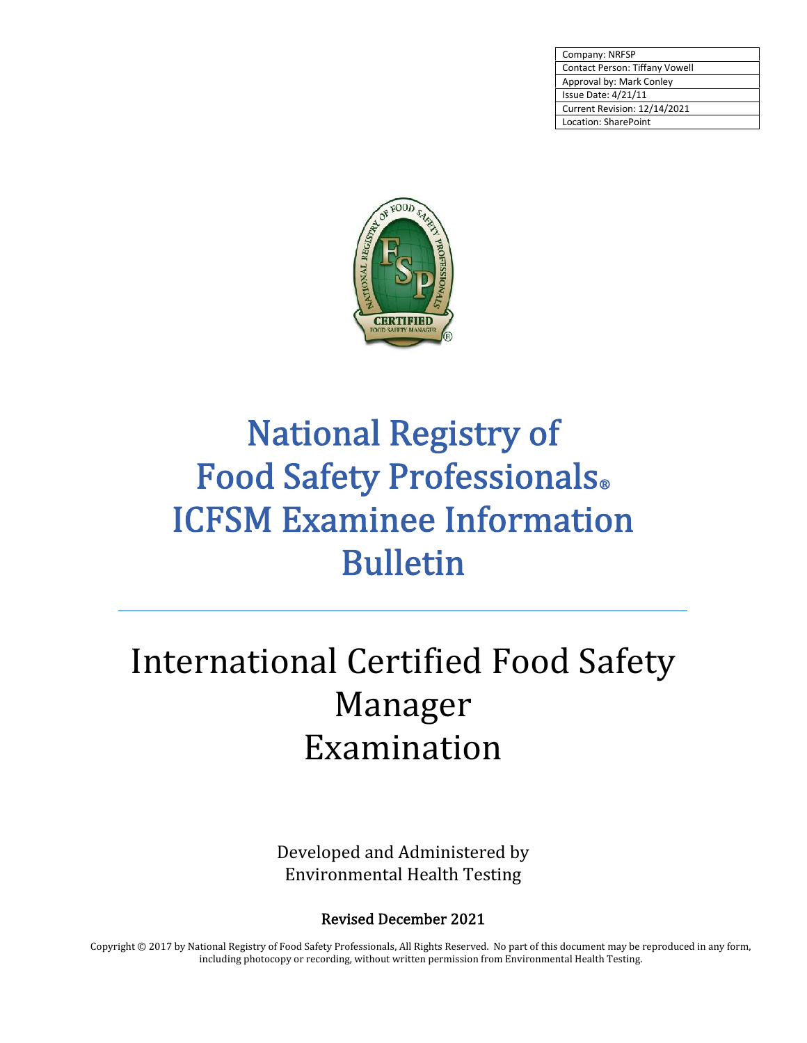| Company: NRFSP |
| --- |
| Contact Person: Tiffany Vowell |
| Approval by: Mark Conley |
| Issue Date: 4/21/11 |
| Current Revision: 12/14/2021 |
| Location: SharePoint |

# National Registry of Food Safety Professionals® ICFSM Examinee Information Bulletin

# International Certified Food Safety Manager Examination

Developed and Administered by
Environmental Health Testing

**Revised December 2021**

Copyright © 2017 by National Registry of Food Safety Professionals, All Rights Reserved. No part of this document may be reproduced in any form, including photocopy or recording, without written permission from Environmental Health Testing.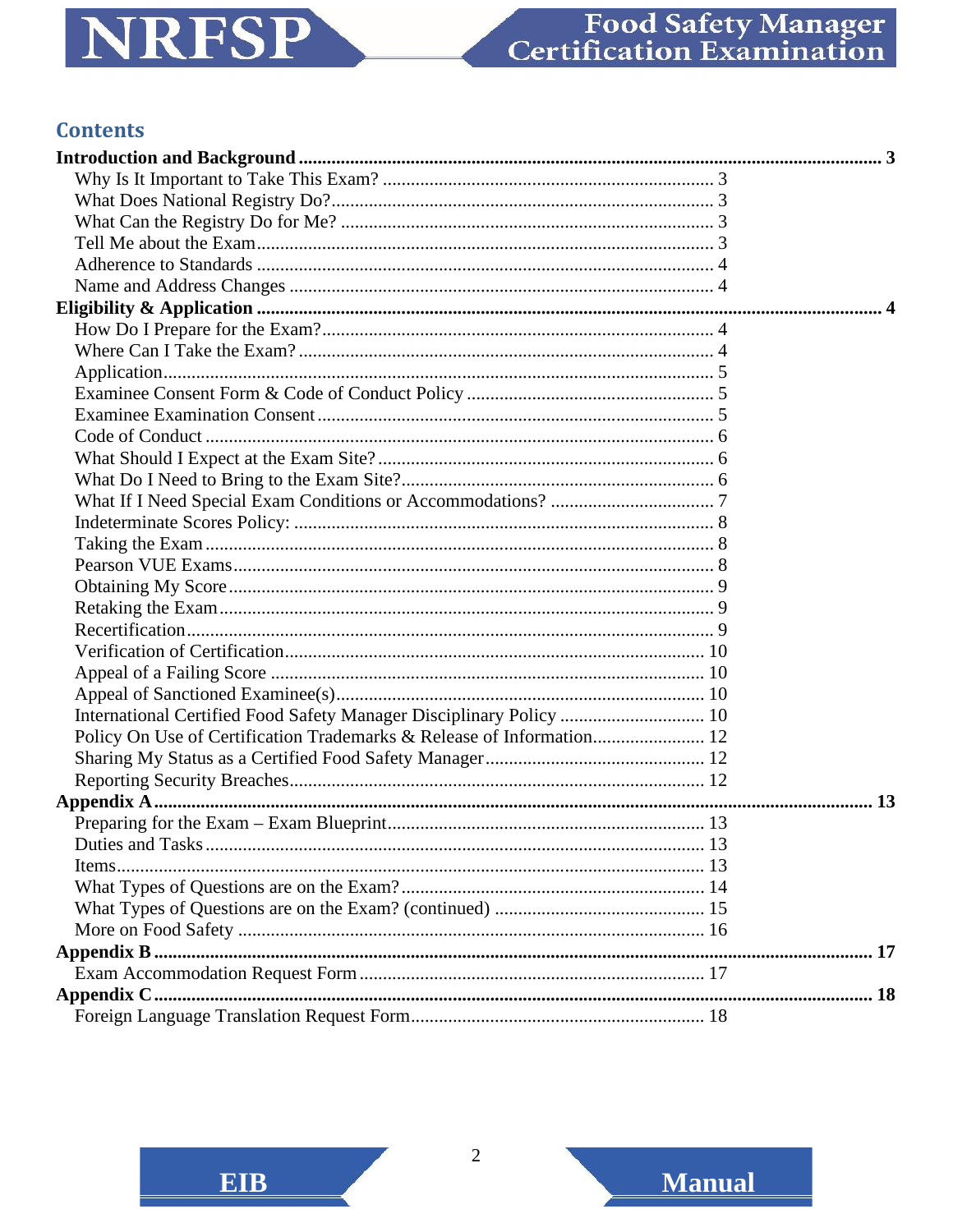## Contents

**Introduction and Background** .......... **3**
- Why Is It Important to Take This Exam? .......... 3
- What Does National Registry Do? .......... 3
- What Can the Registry Do for Me? .......... 3
- Tell Me about the Exam .......... 3
- Adherence to Standards .......... 4
- Name and Address Changes .......... 4

**Eligibility & Application** .......... **4**
- How Do I Prepare for the Exam? .......... 4
- Where Can I Take the Exam? .......... 4
- Application .......... 5
- Examinee Consent Form & Code of Conduct Policy .......... 5
- Examinee Examination Consent .......... 5
- Code of Conduct .......... 6
- What Should I Expect at the Exam Site? .......... 6
- What Do I Need to Bring to the Exam Site? .......... 6
- What If I Need Special Exam Conditions or Accommodations? .......... 7
- Indeterminate Scores Policy: .......... 8
- Taking the Exam .......... 8
- Pearson VUE Exams .......... 8
- Obtaining My Score .......... 9
- Retaking the Exam .......... 9
- Recertification .......... 9
- Verification of Certification .......... 10
- Appeal of a Failing Score .......... 10
- Appeal of Sanctioned Examinee(s) .......... 10
- International Certified Food Safety Manager Disciplinary Policy .......... 10
- Policy On Use of Certification Trademarks & Release of Information .......... 12
- Sharing My Status as a Certified Food Safety Manager .......... 12
- Reporting Security Breaches .......... 12

**Appendix A** .......... **13**
- Preparing for the Exam – Exam Blueprint .......... 13
- Duties and Tasks .......... 13
- Items .......... 13
- What Types of Questions are on the Exam? .......... 14
- What Types of Questions are on the Exam? (continued) .......... 15
- More on Food Safety .......... 16

**Appendix B** .......... **17**
- Exam Accommodation Request Form .......... 17

**Appendix C** .......... **18**
- Foreign Language Translation Request Form .......... 18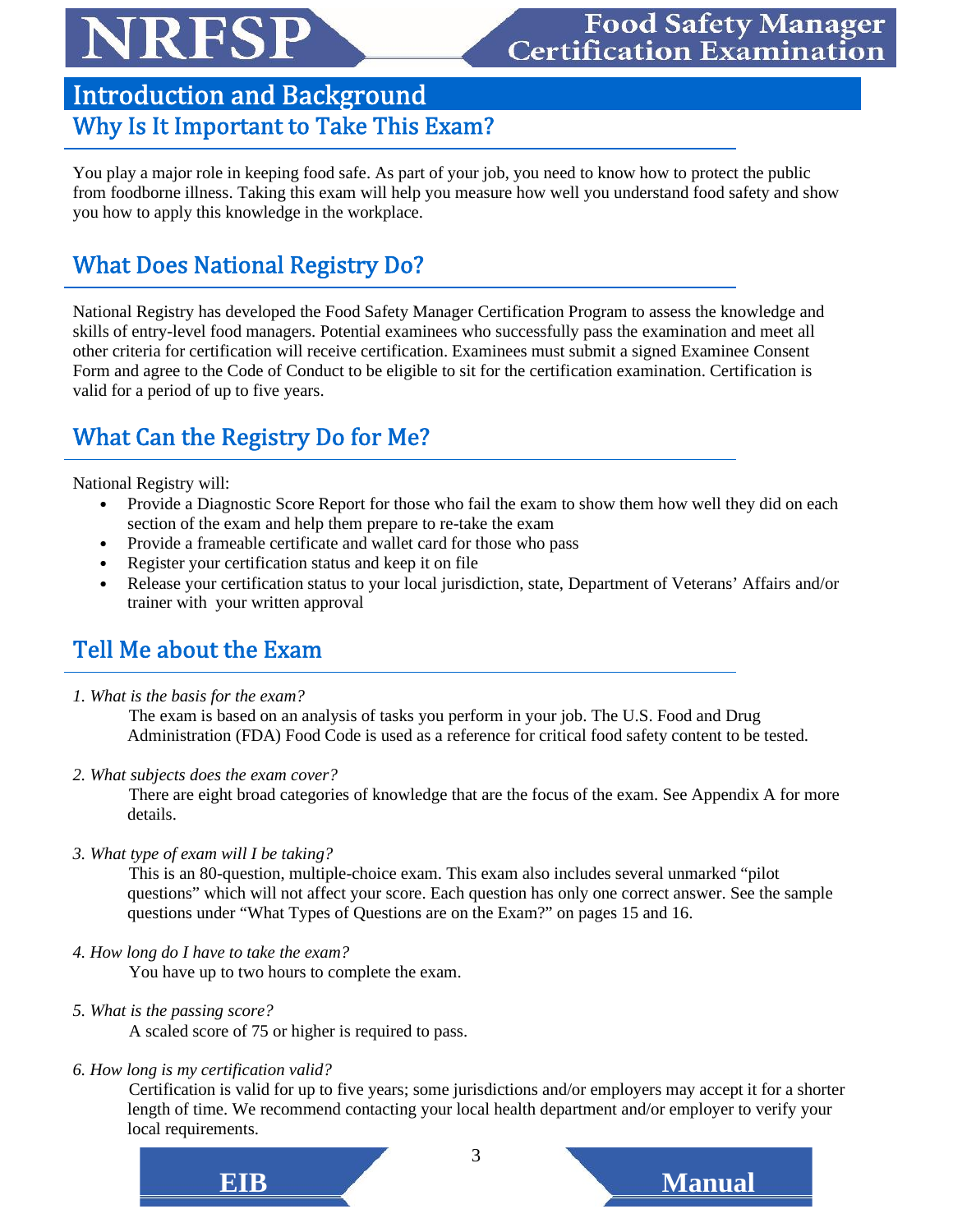# Introduction and Background

## Why Is It Important to Take This Exam?

You play a major role in keeping food safe. As part of your job, you need to know how to protect the public from foodborne illness. Taking this exam will help you measure how well you understand food safety and show you how to apply this knowledge in the workplace.

## What Does National Registry Do?

National Registry has developed the Food Safety Manager Certification Program to assess the knowledge and skills of entry-level food managers. Potential examinees who successfully pass the examination and meet all other criteria for certification will receive certification. Examinees must submit a signed Examinee Consent Form and agree to the Code of Conduct to be eligible to sit for the certification examination. Certification is valid for a period of up to five years.

## What Can the Registry Do for Me?

National Registry will:

- Provide a Diagnostic Score Report for those who fail the exam to show them how well they did on each section of the exam and help them prepare to re-take the exam
- Provide a frameable certificate and wallet card for those who pass
- Register your certification status and keep it on file
- Release your certification status to your local jurisdiction, state, Department of Veterans' Affairs and/or trainer with your written approval

## Tell Me about the Exam

*1. What is the basis for the exam?*

The exam is based on an analysis of tasks you perform in your job. The U.S. Food and Drug Administration (FDA) Food Code is used as a reference for critical food safety content to be tested.

*2. What subjects does the exam cover?*

There are eight broad categories of knowledge that are the focus of the exam. See Appendix A for more details.

*3. What type of exam will I be taking?*

This is an 80-question, multiple-choice exam. This exam also includes several unmarked "pilot questions" which will not affect your score. Each question has only one correct answer. See the sample questions under "What Types of Questions are on the Exam?" on pages 15 and 16.

*4. How long do I have to take the exam?*

You have up to two hours to complete the exam.

*5. What is the passing score?*

A scaled score of 75 or higher is required to pass.

*6. How long is my certification valid?*

Certification is valid for up to five years; some jurisdictions and/or employers may accept it for a shorter length of time. We recommend contacting your local health department and/or employer to verify your local requirements.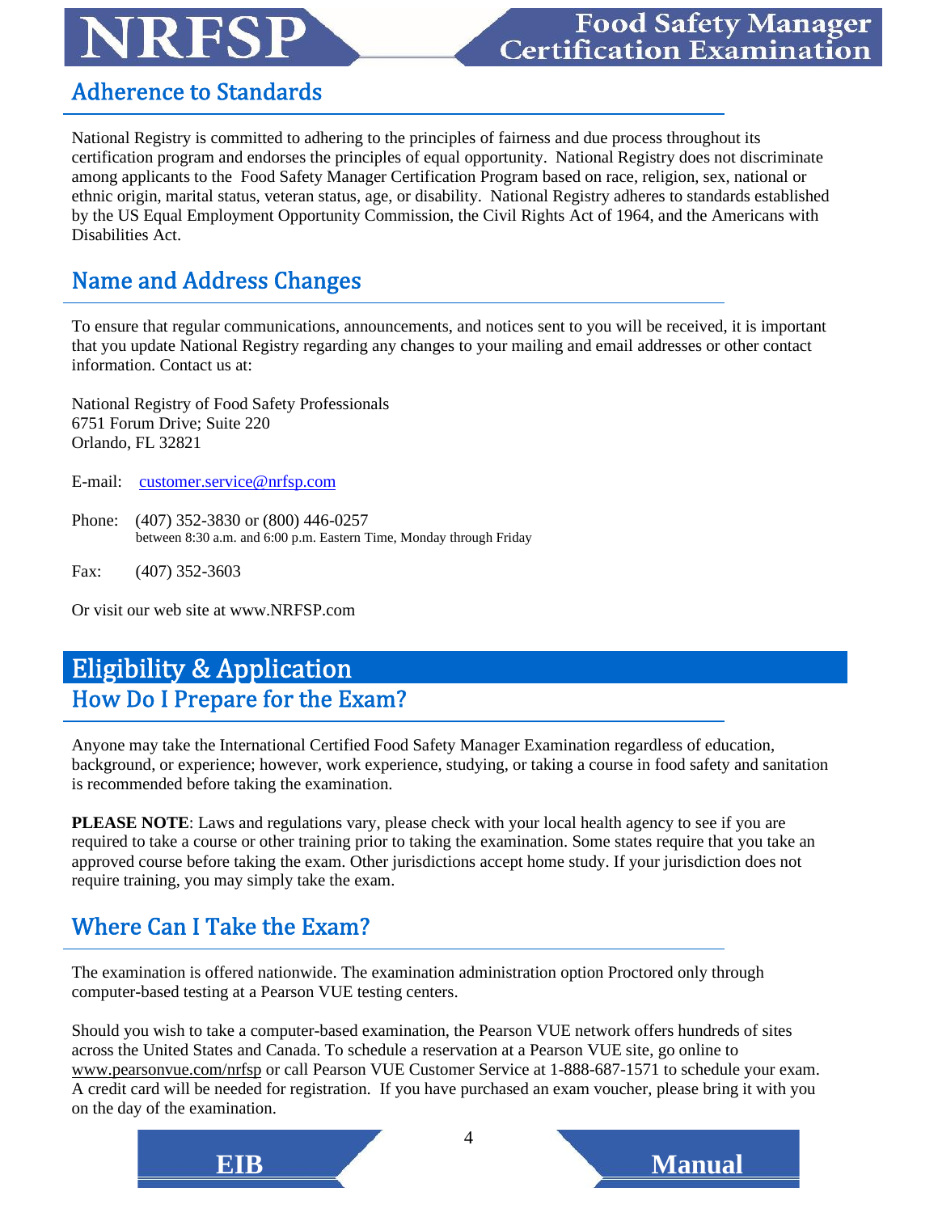## Adherence to Standards

National Registry is committed to adhering to the principles of fairness and due process throughout its certification program and endorses the principles of equal opportunity. National Registry does not discriminate among applicants to the Food Safety Manager Certification Program based on race, religion, sex, national or ethnic origin, marital status, veteran status, age, or disability. National Registry adheres to standards established by the US Equal Employment Opportunity Commission, the Civil Rights Act of 1964, and the Americans with Disabilities Act.

## Name and Address Changes

To ensure that regular communications, announcements, and notices sent to you will be received, it is important that you update National Registry regarding any changes to your mailing and email addresses or other contact information. Contact us at:

National Registry of Food Safety Professionals
6751 Forum Drive; Suite 220
Orlando, FL 32821

E-mail: customer.service@nrfsp.com

Phone: (407) 352-3830 or (800) 446-0257
between 8:30 a.m. and 6:00 p.m. Eastern Time, Monday through Friday

Fax: (407) 352-3603

Or visit our web site at www.NRFSP.com

# Eligibility & Application

## How Do I Prepare for the Exam?

Anyone may take the International Certified Food Safety Manager Examination regardless of education, background, or experience; however, work experience, studying, or taking a course in food safety and sanitation is recommended before taking the examination.

**PLEASE NOTE**: Laws and regulations vary, please check with your local health agency to see if you are required to take a course or other training prior to taking the examination. Some states require that you take an approved course before taking the exam. Other jurisdictions accept home study. If your jurisdiction does not require training, you may simply take the exam.

## Where Can I Take the Exam?

The examination is offered nationwide. The examination administration option Proctored only through computer-based testing at a Pearson VUE testing centers.

Should you wish to take a computer-based examination, the Pearson VUE network offers hundreds of sites across the United States and Canada. To schedule a reservation at a Pearson VUE site, go online to www.pearsonvue.com/nrfsp or call Pearson VUE Customer Service at 1-888-687-1571 to schedule your exam. A credit card will be needed for registration. If you have purchased an exam voucher, please bring it with you on the day of the examination.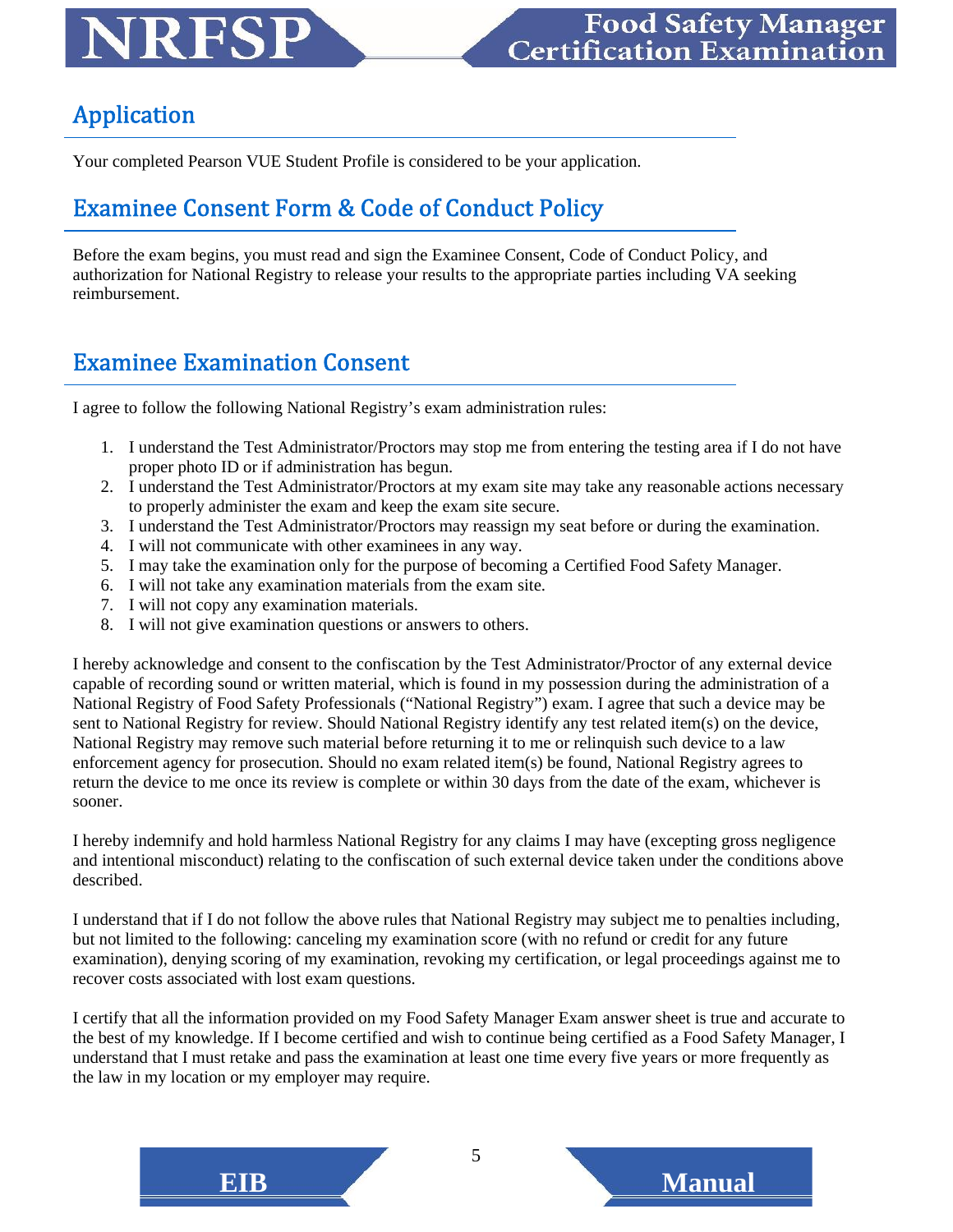## Application

Your completed Pearson VUE Student Profile is considered to be your application.

## Examinee Consent Form & Code of Conduct Policy

Before the exam begins, you must read and sign the Examinee Consent, Code of Conduct Policy, and authorization for National Registry to release your results to the appropriate parties including VA seeking reimbursement.

## Examinee Examination Consent

I agree to follow the following National Registry's exam administration rules:

1. I understand the Test Administrator/Proctors may stop me from entering the testing area if I do not have proper photo ID or if administration has begun.
2. I understand the Test Administrator/Proctors at my exam site may take any reasonable actions necessary to properly administer the exam and keep the exam site secure.
3. I understand the Test Administrator/Proctors may reassign my seat before or during the examination.
4. I will not communicate with other examinees in any way.
5. I may take the examination only for the purpose of becoming a Certified Food Safety Manager.
6. I will not take any examination materials from the exam site.
7. I will not copy any examination materials.
8. I will not give examination questions or answers to others.

I hereby acknowledge and consent to the confiscation by the Test Administrator/Proctor of any external device capable of recording sound or written material, which is found in my possession during the administration of a National Registry of Food Safety Professionals ("National Registry") exam. I agree that such a device may be sent to National Registry for review. Should National Registry identify any test related item(s) on the device, National Registry may remove such material before returning it to me or relinquish such device to a law enforcement agency for prosecution. Should no exam related item(s) be found, National Registry agrees to return the device to me once its review is complete or within 30 days from the date of the exam, whichever is sooner.

I hereby indemnify and hold harmless National Registry for any claims I may have (excepting gross negligence and intentional misconduct) relating to the confiscation of such external device taken under the conditions above described.

I understand that if I do not follow the above rules that National Registry may subject me to penalties including, but not limited to the following: canceling my examination score (with no refund or credit for any future examination), denying scoring of my examination, revoking my certification, or legal proceedings against me to recover costs associated with lost exam questions.

I certify that all the information provided on my Food Safety Manager Exam answer sheet is true and accurate to the best of my knowledge. If I become certified and wish to continue being certified as a Food Safety Manager, I understand that I must retake and pass the examination at least one time every five years or more frequently as the law in my location or my employer may require.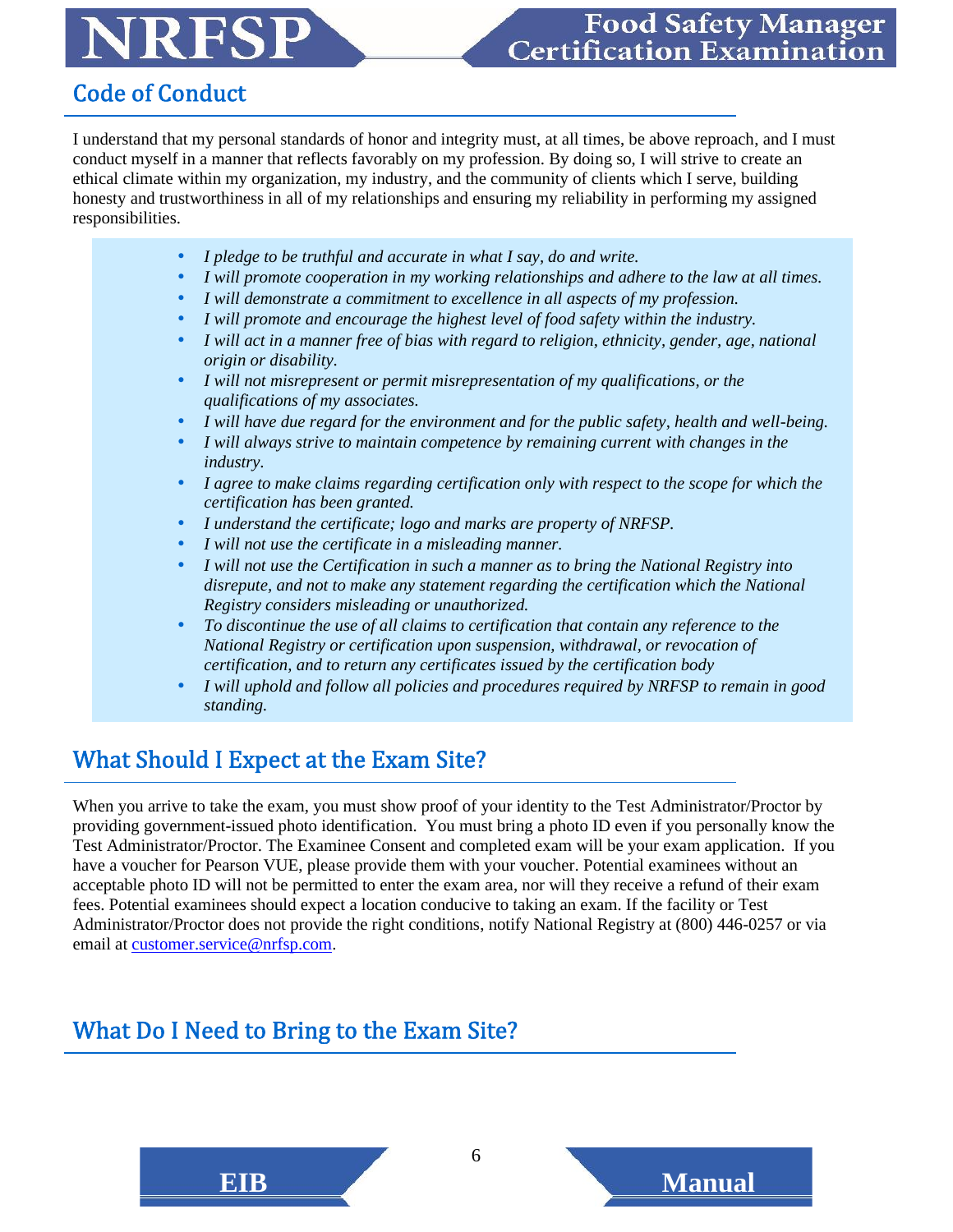## Code of Conduct

I understand that my personal standards of honor and integrity must, at all times, be above reproach, and I must conduct myself in a manner that reflects favorably on my profession. By doing so, I will strive to create an ethical climate within my organization, my industry, and the community of clients which I serve, building honesty and trustworthiness in all of my relationships and ensuring my reliability in performing my assigned responsibilities.

- *I pledge to be truthful and accurate in what I say, do and write.*
- *I will promote cooperation in my working relationships and adhere to the law at all times.*
- *I will demonstrate a commitment to excellence in all aspects of my profession.*
- *I will promote and encourage the highest level of food safety within the industry.*
- *I will act in a manner free of bias with regard to religion, ethnicity, gender, age, national origin or disability.*
- *I will not misrepresent or permit misrepresentation of my qualifications, or the qualifications of my associates.*
- *I will have due regard for the environment and for the public safety, health and well-being.*
- *I will always strive to maintain competence by remaining current with changes in the industry.*
- *I agree to make claims regarding certification only with respect to the scope for which the certification has been granted.*
- *I understand the certificate; logo and marks are property of NRFSP.*
- *I will not use the certificate in a misleading manner.*
- *I will not use the Certification in such a manner as to bring the National Registry into disrepute, and not to make any statement regarding the certification which the National Registry considers misleading or unauthorized.*
- *To discontinue the use of all claims to certification that contain any reference to the National Registry or certification upon suspension, withdrawal, or revocation of certification, and to return any certificates issued by the certification body*
- *I will uphold and follow all policies and procedures required by NRFSP to remain in good standing.*

## What Should I Expect at the Exam Site?

When you arrive to take the exam, you must show proof of your identity to the Test Administrator/Proctor by providing government-issued photo identification. You must bring a photo ID even if you personally know the Test Administrator/Proctor. The Examinee Consent and completed exam will be your exam application. If you have a voucher for Pearson VUE, please provide them with your voucher. Potential examinees without an acceptable photo ID will not be permitted to enter the exam area, nor will they receive a refund of their exam fees. Potential examinees should expect a location conducive to taking an exam. If the facility or Test Administrator/Proctor does not provide the right conditions, notify National Registry at (800) 446-0257 or via email at customer.service@nrfsp.com.

## What Do I Need to Bring to the Exam Site?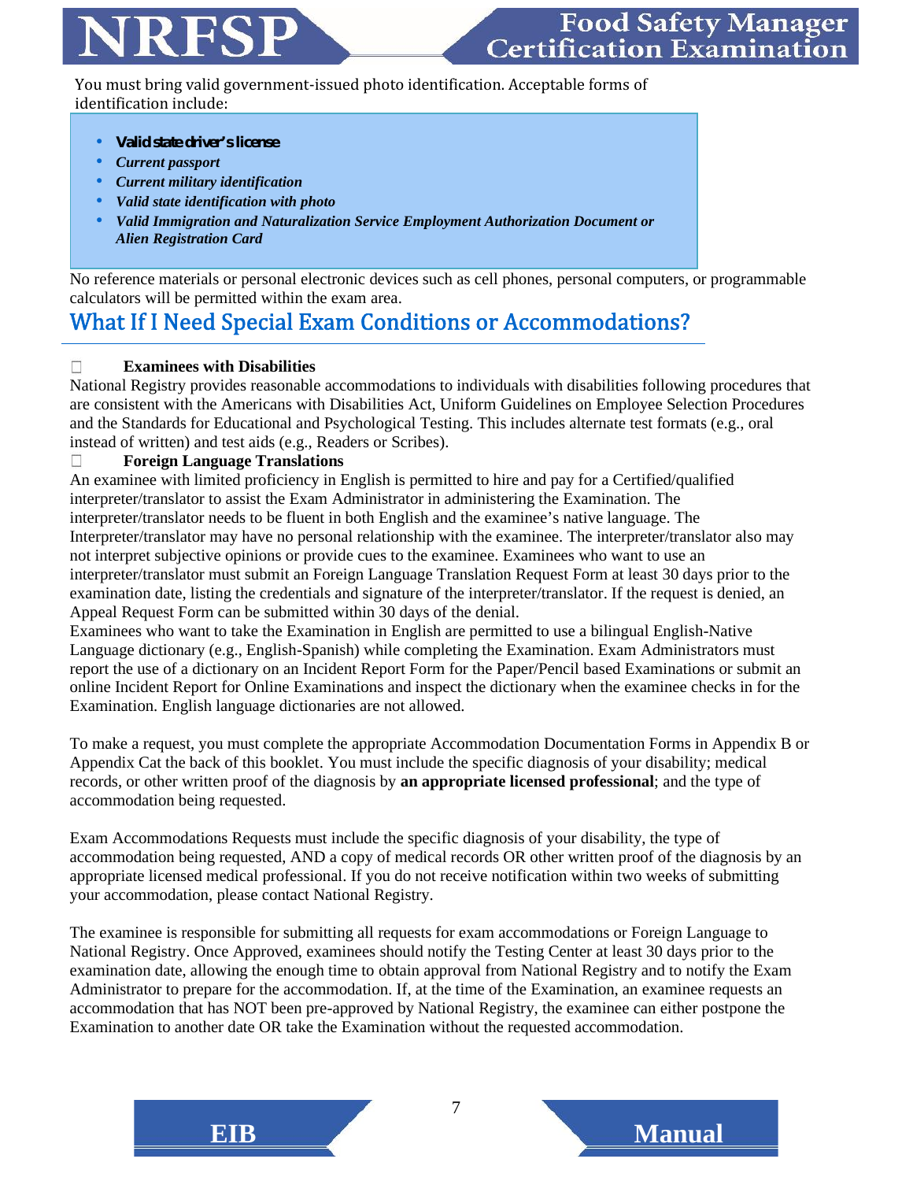You must bring valid government-issued photo identification. Acceptable forms of identification include:

- ***Valid state driver's license***
- ***Current passport***
- ***Current military identification***
- ***Valid state identification with photo***
- ***Valid Immigration and Naturalization Service Employment Authorization Document or Alien Registration Card***

No reference materials or personal electronic devices such as cell phones, personal computers, or programmable calculators will be permitted within the exam area.

## What If I Need Special Exam Conditions or Accommodations?

- **Examinees with Disabilities**

National Registry provides reasonable accommodations to individuals with disabilities following procedures that are consistent with the Americans with Disabilities Act, Uniform Guidelines on Employee Selection Procedures and the Standards for Educational and Psychological Testing. This includes alternate test formats (e.g., oral instead of written) and test aids (e.g., Readers or Scribes).

- **Foreign Language Translations**

An examinee with limited proficiency in English is permitted to hire and pay for a Certified/qualified interpreter/translator to assist the Exam Administrator in administering the Examination. The interpreter/translator needs to be fluent in both English and the examinee's native language. The Interpreter/translator may have no personal relationship with the examinee. The interpreter/translator also may not interpret subjective opinions or provide cues to the examinee. Examinees who want to use an interpreter/translator must submit an Foreign Language Translation Request Form at least 30 days prior to the examination date, listing the credentials and signature of the interpreter/translator. If the request is denied, an Appeal Request Form can be submitted within 30 days of the denial.

Examinees who want to take the Examination in English are permitted to use a bilingual English-Native Language dictionary (e.g., English-Spanish) while completing the Examination. Exam Administrators must report the use of a dictionary on an Incident Report Form for the Paper/Pencil based Examinations or submit an online Incident Report for Online Examinations and inspect the dictionary when the examinee checks in for the Examination. English language dictionaries are not allowed.

To make a request, you must complete the appropriate Accommodation Documentation Forms in Appendix B or Appendix Cat the back of this booklet. You must include the specific diagnosis of your disability; medical records, or other written proof of the diagnosis by **an appropriate licensed professional**; and the type of accommodation being requested.

Exam Accommodations Requests must include the specific diagnosis of your disability, the type of accommodation being requested, AND a copy of medical records OR other written proof of the diagnosis by an appropriate licensed medical professional. If you do not receive notification within two weeks of submitting your accommodation, please contact National Registry.

The examinee is responsible for submitting all requests for exam accommodations or Foreign Language to National Registry. Once Approved, examinees should notify the Testing Center at least 30 days prior to the examination date, allowing the enough time to obtain approval from National Registry and to notify the Exam Administrator to prepare for the accommodation. If, at the time of the Examination, an examinee requests an accommodation that has NOT been pre-approved by National Registry, the examinee can either postpone the Examination to another date OR take the Examination without the requested accommodation.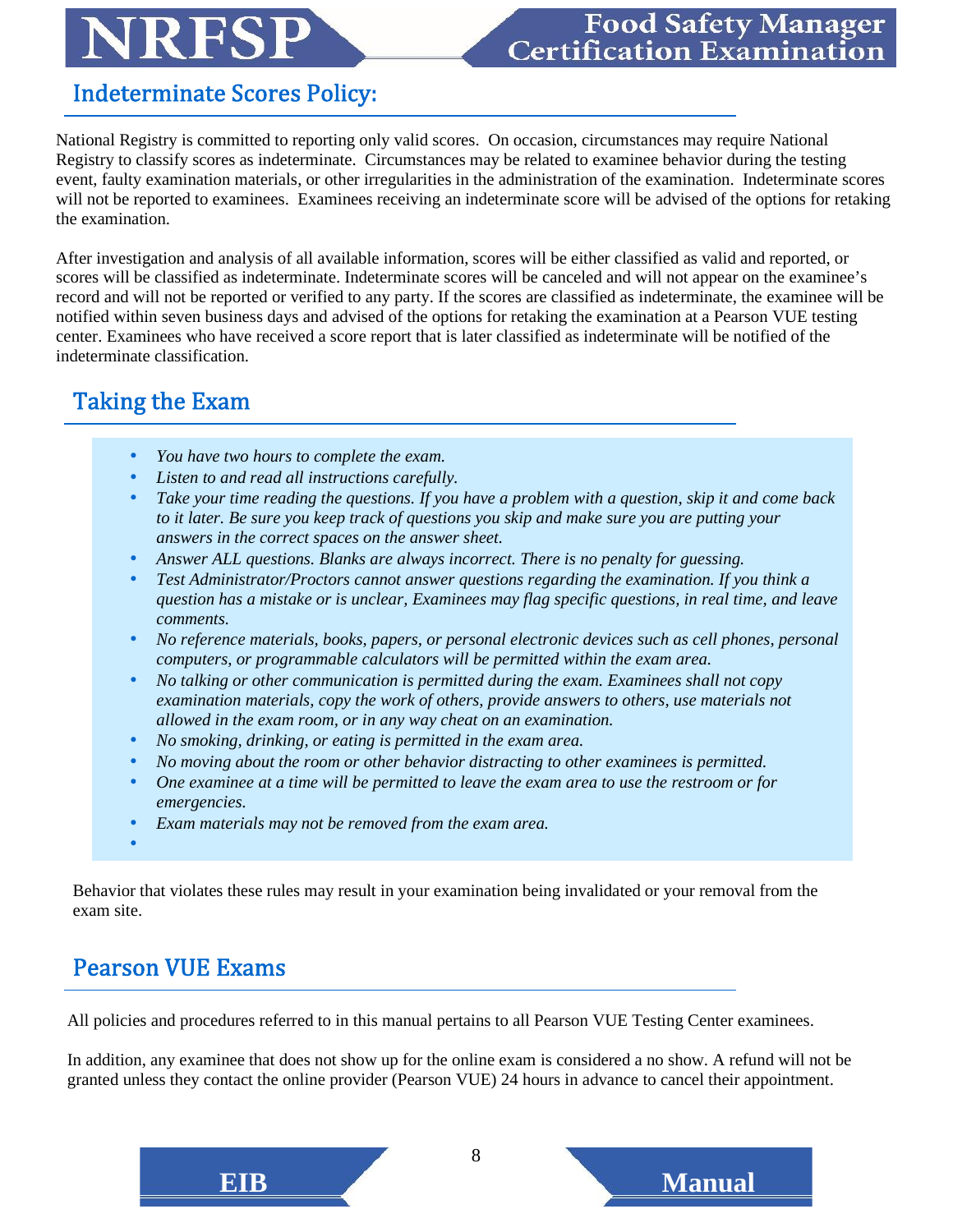## Indeterminate Scores Policy:

National Registry is committed to reporting only valid scores. On occasion, circumstances may require National Registry to classify scores as indeterminate. Circumstances may be related to examinee behavior during the testing event, faulty examination materials, or other irregularities in the administration of the examination. Indeterminate scores will not be reported to examinees. Examinees receiving an indeterminate score will be advised of the options for retaking the examination.

After investigation and analysis of all available information, scores will be either classified as valid and reported, or scores will be classified as indeterminate. Indeterminate scores will be canceled and will not appear on the examinee's record and will not be reported or verified to any party. If the scores are classified as indeterminate, the examinee will be notified within seven business days and advised of the options for retaking the examination at a Pearson VUE testing center. Examinees who have received a score report that is later classified as indeterminate will be notified of the indeterminate classification.

## Taking the Exam

- *You have two hours to complete the exam.*
- *Listen to and read all instructions carefully.*
- *Take your time reading the questions. If you have a problem with a question, skip it and come back to it later. Be sure you keep track of questions you skip and make sure you are putting your answers in the correct spaces on the answer sheet.*
- *Answer ALL questions. Blanks are always incorrect. There is no penalty for guessing.*
- *Test Administrator/Proctors cannot answer questions regarding the examination. If you think a question has a mistake or is unclear, Examinees may flag specific questions, in real time, and leave comments.*
- *No reference materials, books, papers, or personal electronic devices such as cell phones, personal computers, or programmable calculators will be permitted within the exam area.*
- *No talking or other communication is permitted during the exam. Examinees shall not copy examination materials, copy the work of others, provide answers to others, use materials not allowed in the exam room, or in any way cheat on an examination.*
- *No smoking, drinking, or eating is permitted in the exam area.*
- *No moving about the room or other behavior distracting to other examinees is permitted.*
- *One examinee at a time will be permitted to leave the exam area to use the restroom or for emergencies.*
- *Exam materials may not be removed from the exam area.*

Behavior that violates these rules may result in your examination being invalidated or your removal from the exam site.

## Pearson VUE Exams

All policies and procedures referred to in this manual pertains to all Pearson VUE Testing Center examinees.

In addition, any examinee that does not show up for the online exam is considered a no show. A refund will not be granted unless they contact the online provider (Pearson VUE) 24 hours in advance to cancel their appointment.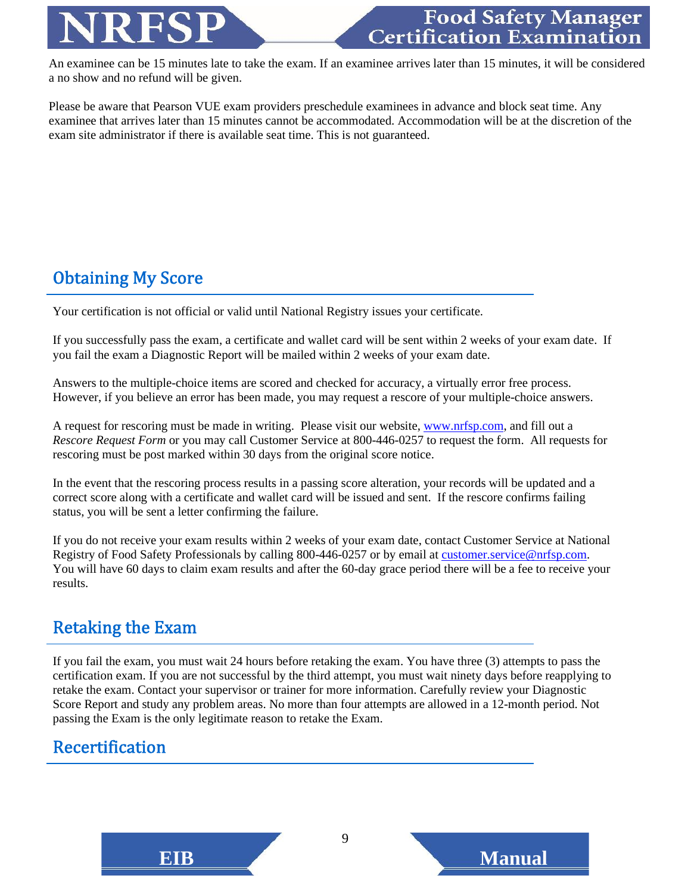An examinee can be 15 minutes late to take the exam. If an examinee arrives later than 15 minutes, it will be considered a no show and no refund will be given.

Please be aware that Pearson VUE exam providers preschedule examinees in advance and block seat time. Any examinee that arrives later than 15 minutes cannot be accommodated. Accommodation will be at the discretion of the exam site administrator if there is available seat time. This is not guaranteed.

## Obtaining My Score

Your certification is not official or valid until National Registry issues your certificate.

If you successfully pass the exam, a certificate and wallet card will be sent within 2 weeks of your exam date. If you fail the exam a Diagnostic Report will be mailed within 2 weeks of your exam date.

Answers to the multiple-choice items are scored and checked for accuracy, a virtually error free process. However, if you believe an error has been made, you may request a rescore of your multiple-choice answers.

A request for rescoring must be made in writing. Please visit our website, [www.nrfsp.com](http://www.nrfsp.com), and fill out a *Rescore Request Form* or you may call Customer Service at 800-446-0257 to request the form. All requests for rescoring must be post marked within 30 days from the original score notice.

In the event that the rescoring process results in a passing score alteration, your records will be updated and a correct score along with a certificate and wallet card will be issued and sent. If the rescore confirms failing status, you will be sent a letter confirming the failure.

If you do not receive your exam results within 2 weeks of your exam date, contact Customer Service at National Registry of Food Safety Professionals by calling 800-446-0257 or by email at [customer.service@nrfsp.com](mailto:customer.service@nrfsp.com). You will have 60 days to claim exam results and after the 60-day grace period there will be a fee to receive your results.

## Retaking the Exam

If you fail the exam, you must wait 24 hours before retaking the exam. You have three (3) attempts to pass the certification exam. If you are not successful by the third attempt, you must wait ninety days before reapplying to retake the exam. Contact your supervisor or trainer for more information. Carefully review your Diagnostic Score Report and study any problem areas. No more than four attempts are allowed in a 12-month period. Not passing the Exam is the only legitimate reason to retake the Exam.

## Recertification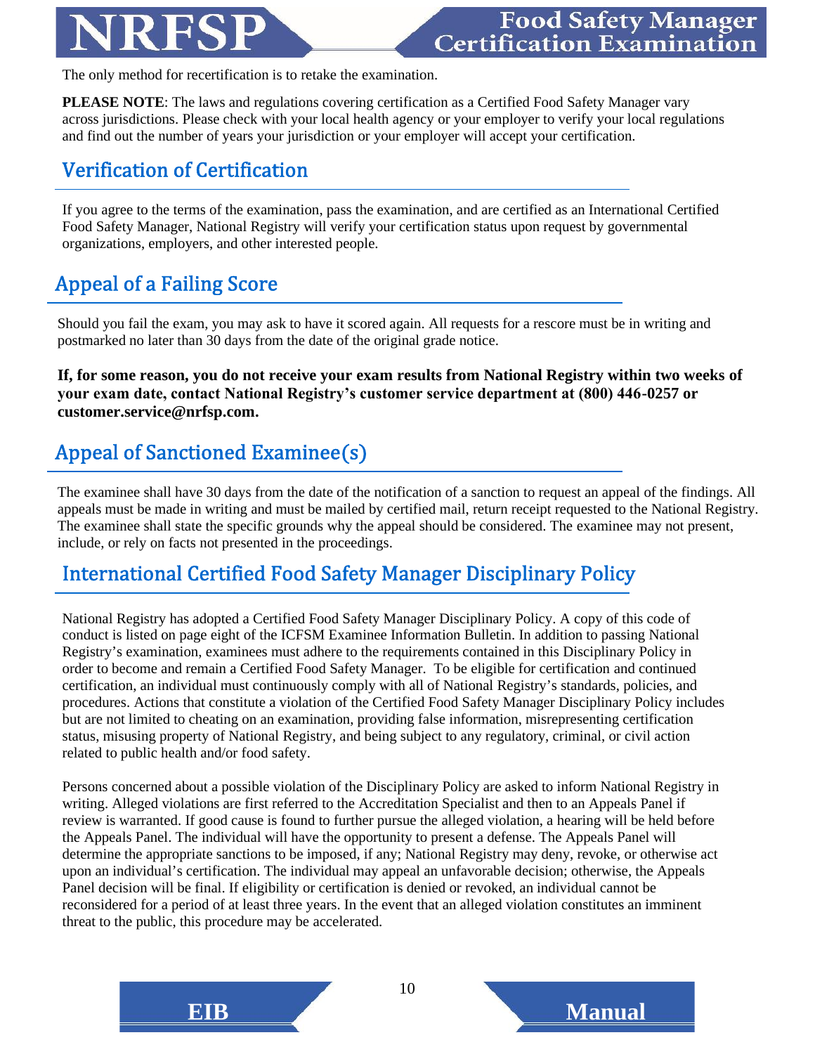The only method for recertification is to retake the examination.

**PLEASE NOTE**: The laws and regulations covering certification as a Certified Food Safety Manager vary across jurisdictions. Please check with your local health agency or your employer to verify your local regulations and find out the number of years your jurisdiction or your employer will accept your certification.

## Verification of Certification

If you agree to the terms of the examination, pass the examination, and are certified as an International Certified Food Safety Manager, National Registry will verify your certification status upon request by governmental organizations, employers, and other interested people.

## Appeal of a Failing Score

Should you fail the exam, you may ask to have it scored again. All requests for a rescore must be in writing and postmarked no later than 30 days from the date of the original grade notice.

**If, for some reason, you do not receive your exam results from National Registry within two weeks of your exam date, contact National Registry's customer service department at (800) 446-0257 or customer.service@nrfsp.com.**

## Appeal of Sanctioned Examinee(s)

The examinee shall have 30 days from the date of the notification of a sanction to request an appeal of the findings. All appeals must be made in writing and must be mailed by certified mail, return receipt requested to the National Registry. The examinee shall state the specific grounds why the appeal should be considered. The examinee may not present, include, or rely on facts not presented in the proceedings.

## International Certified Food Safety Manager Disciplinary Policy

National Registry has adopted a Certified Food Safety Manager Disciplinary Policy. A copy of this code of conduct is listed on page eight of the ICFSM Examinee Information Bulletin. In addition to passing National Registry's examination, examinees must adhere to the requirements contained in this Disciplinary Policy in order to become and remain a Certified Food Safety Manager. To be eligible for certification and continued certification, an individual must continuously comply with all of National Registry's standards, policies, and procedures. Actions that constitute a violation of the Certified Food Safety Manager Disciplinary Policy includes but are not limited to cheating on an examination, providing false information, misrepresenting certification status, misusing property of National Registry, and being subject to any regulatory, criminal, or civil action related to public health and/or food safety.

Persons concerned about a possible violation of the Disciplinary Policy are asked to inform National Registry in writing. Alleged violations are first referred to the Accreditation Specialist and then to an Appeals Panel if review is warranted. If good cause is found to further pursue the alleged violation, a hearing will be held before the Appeals Panel. The individual will have the opportunity to present a defense. The Appeals Panel will determine the appropriate sanctions to be imposed, if any; National Registry may deny, revoke, or otherwise act upon an individual's certification. The individual may appeal an unfavorable decision; otherwise, the Appeals Panel decision will be final. If eligibility or certification is denied or revoked, an individual cannot be reconsidered for a period of at least three years. In the event that an alleged violation constitutes an imminent threat to the public, this procedure may be accelerated.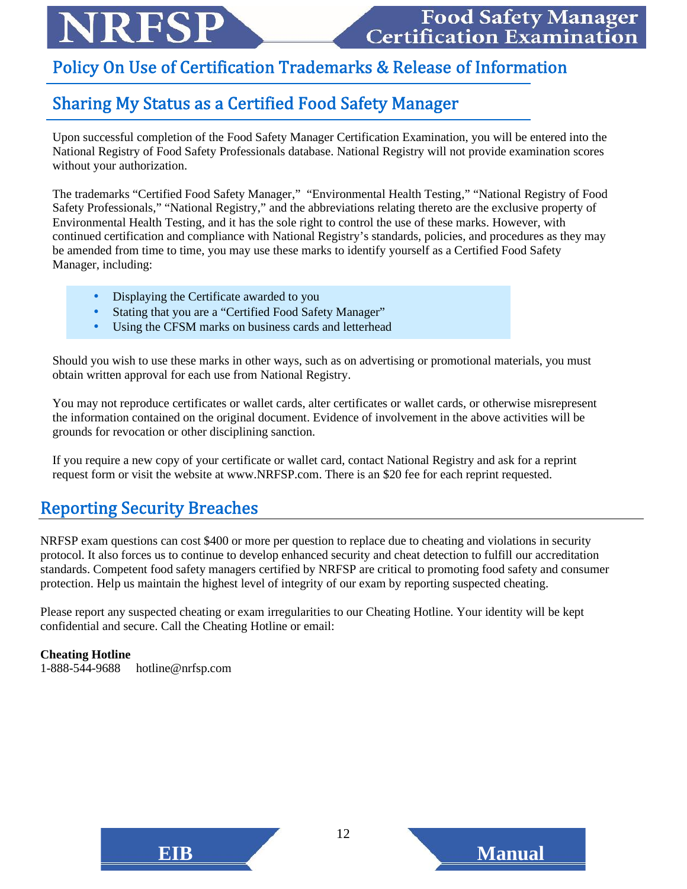## Policy On Use of Certification Trademarks & Release of Information

## Sharing My Status as a Certified Food Safety Manager

Upon successful completion of the Food Safety Manager Certification Examination, you will be entered into the National Registry of Food Safety Professionals database. National Registry will not provide examination scores without your authorization.

The trademarks "Certified Food Safety Manager," "Environmental Health Testing," "National Registry of Food Safety Professionals," "National Registry," and the abbreviations relating thereto are the exclusive property of Environmental Health Testing, and it has the sole right to control the use of these marks. However, with continued certification and compliance with National Registry's standards, policies, and procedures as they may be amended from time to time, you may use these marks to identify yourself as a Certified Food Safety Manager, including:

- Displaying the Certificate awarded to you
- Stating that you are a "Certified Food Safety Manager"
- Using the CFSM marks on business cards and letterhead

Should you wish to use these marks in other ways, such as on advertising or promotional materials, you must obtain written approval for each use from National Registry.

You may not reproduce certificates or wallet cards, alter certificates or wallet cards, or otherwise misrepresent the information contained on the original document. Evidence of involvement in the above activities will be grounds for revocation or other disciplining sanction.

If you require a new copy of your certificate or wallet card, contact National Registry and ask for a reprint request form or visit the website at www.NRFSP.com. There is an $20 fee for each reprint requested.

## Reporting Security Breaches

NRFSP exam questions can cost $400 or more per question to replace due to cheating and violations in security protocol. It also forces us to continue to develop enhanced security and cheat detection to fulfill our accreditation standards. Competent food safety managers certified by NRFSP are critical to promoting food safety and consumer protection. Help us maintain the highest level of integrity of our exam by reporting suspected cheating.

Please report any suspected cheating or exam irregularities to our Cheating Hotline. Your identity will be kept confidential and secure. Call the Cheating Hotline or email:

**Cheating Hotline**
1-888-544-9688 hotline@nrfsp.com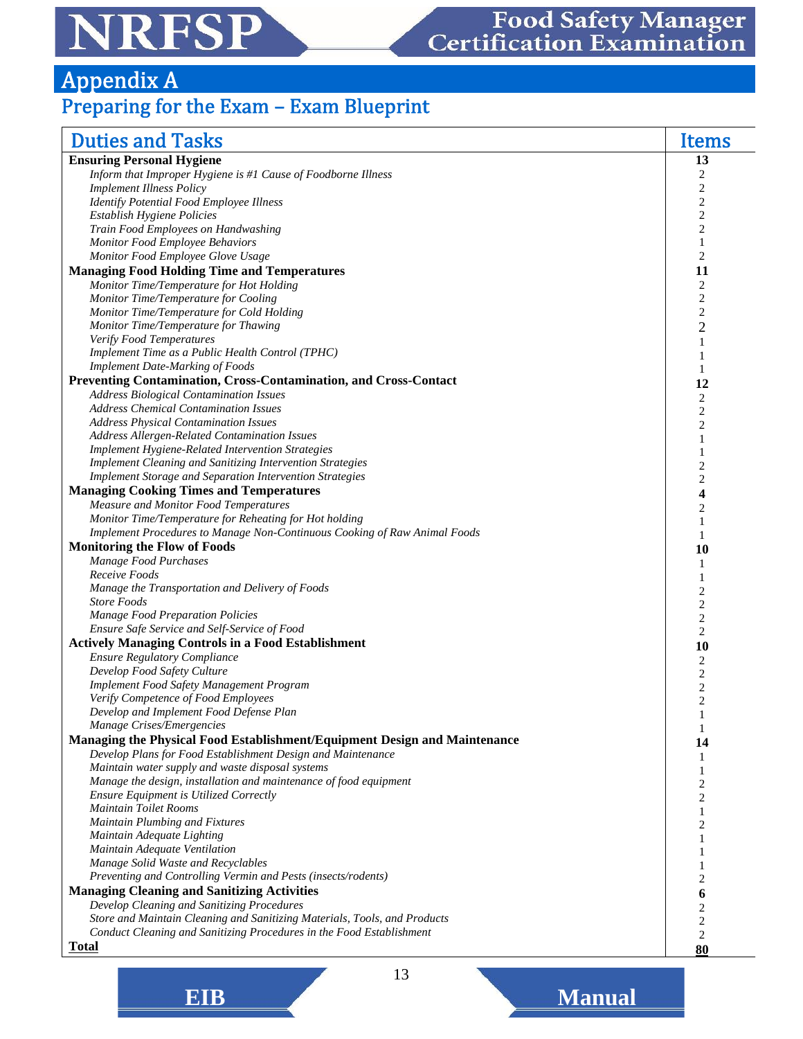# Appendix A

## Preparing for the Exam – Exam Blueprint

| Duties and Tasks | Items |
|---|---|
| **Ensuring Personal Hygiene** | **13** |
| *Inform that Improper Hygiene is #1 Cause of Foodborne Illness* | 2 |
| *Implement Illness Policy* | 2 |
| *Identify Potential Food Employee Illness* | 2 |
| *Establish Hygiene Policies* | 2 |
| *Train Food Employees on Handwashing* | 2 |
| *Monitor Food Employee Behaviors* | 1 |
| *Monitor Food Employee Glove Usage* | 2 |
| **Managing Food Holding Time and Temperatures** | **11** |
| *Monitor Time/Temperature for Hot Holding* | 2 |
| *Monitor Time/Temperature for Cooling* | 2 |
| *Monitor Time/Temperature for Cold Holding* | 2 |
| *Monitor Time/Temperature for Thawing* | 2 |
| *Verify Food Temperatures* | 1 |
| *Implement Time as a Public Health Control (TPHC)* | 1 |
| *Implement Date-Marking of Foods* | 1 |
| **Preventing Contamination, Cross-Contamination, and Cross-Contact** | **12** |
| *Address Biological Contamination Issues* | 2 |
| *Address Chemical Contamination Issues* | 2 |
| *Address Physical Contamination Issues* | 2 |
| *Address Allergen-Related Contamination Issues* | 1 |
| *Implement Hygiene-Related Intervention Strategies* | 1 |
| *Implement Cleaning and Sanitizing Intervention Strategies* | 2 |
| *Implement Storage and Separation Intervention Strategies* | 2 |
| **Managing Cooking Times and Temperatures** | **4** |
| *Measure and Monitor Food Temperatures* | 2 |
| *Monitor Time/Temperature for Reheating for Hot holding* | 1 |
| *Implement Procedures to Manage Non-Continuous Cooking of Raw Animal Foods* | 1 |
| **Monitoring the Flow of Foods** | **10** |
| *Manage Food Purchases* | 1 |
| *Receive Foods* | 1 |
| *Manage the Transportation and Delivery of Foods* | 2 |
| *Store Foods* | 2 |
| *Manage Food Preparation Policies* | 2 |
| *Ensure Safe Service and Self-Service of Food* | 2 |
| **Actively Managing Controls in a Food Establishment** | **10** |
| *Ensure Regulatory Compliance* | 2 |
| *Develop Food Safety Culture* | 2 |
| *Implement Food Safety Management Program* | 2 |
| *Verify Competence of Food Employees* | 2 |
| *Develop and Implement Food Defense Plan* | 1 |
| *Manage Crises/Emergencies* | 1 |
| **Managing the Physical Food Establishment/Equipment Design and Maintenance** | **14** |
| *Develop Plans for Food Establishment Design and Maintenance* | 1 |
| *Maintain water supply and waste disposal systems* | 1 |
| *Manage the design, installation and maintenance of food equipment* | 2 |
| *Ensure Equipment is Utilized Correctly* | 2 |
| *Maintain Toilet Rooms* | 1 |
| *Maintain Plumbing and Fixtures* | 2 |
| *Maintain Adequate Lighting* | 1 |
| *Maintain Adequate Ventilation* | 1 |
| *Manage Solid Waste and Recyclables* | 1 |
| *Preventing and Controlling Vermin and Pests (insects/rodents)* | 2 |
| **Managing Cleaning and Sanitizing Activities** | **6** |
| *Develop Cleaning and Sanitizing Procedures* | 2 |
| *Store and Maintain Cleaning and Sanitizing Materials, Tools, and Products* | 2 |
| *Conduct Cleaning and Sanitizing Procedures in the Food Establishment* | 2 |
| **Total** | **80** |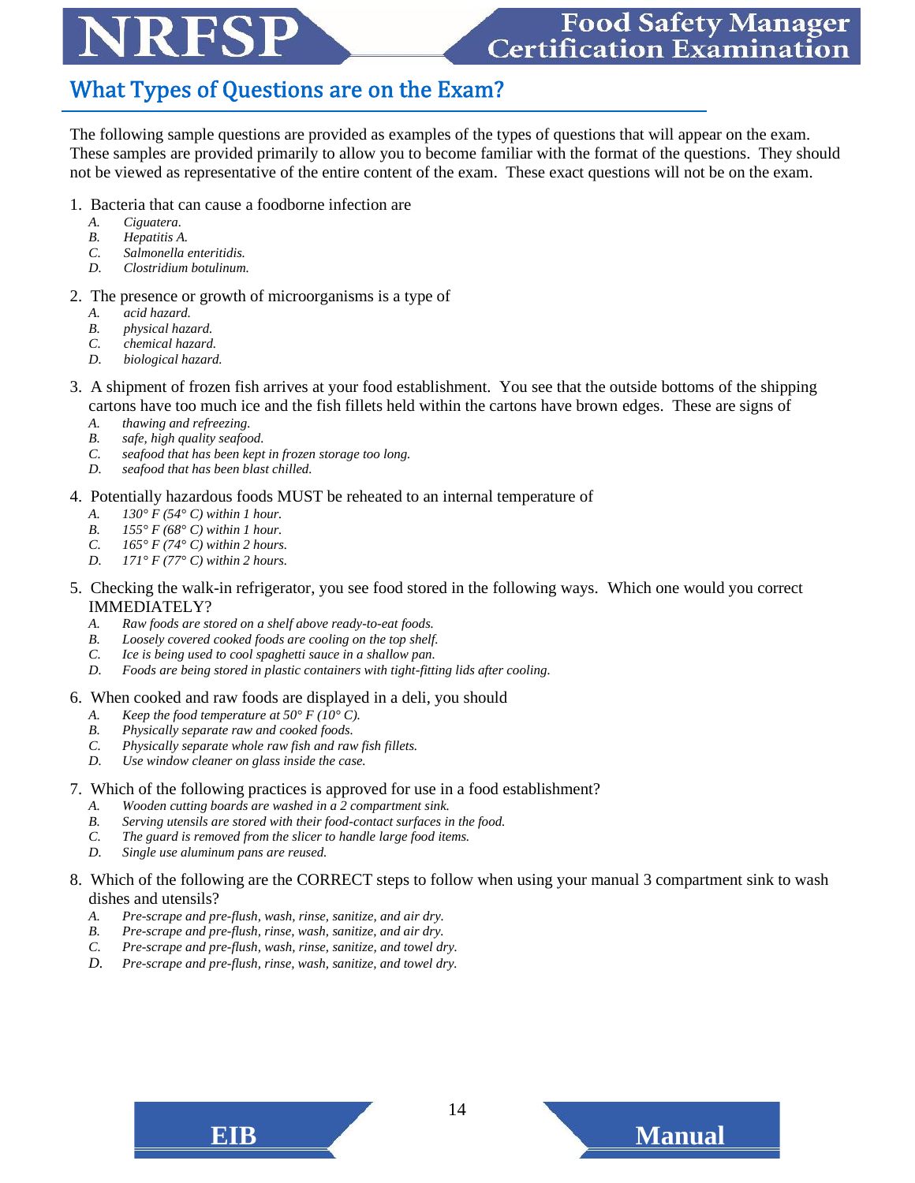## What Types of Questions are on the Exam?

The following sample questions are provided as examples of the types of questions that will appear on the exam. These samples are provided primarily to allow you to become familiar with the format of the questions. They should not be viewed as representative of the entire content of the exam. These exact questions will not be on the exam.

1. Bacteria that can cause a foodborne infection are
   - *A. Ciguatera.*
   - *B. Hepatitis A.*
   - *C. Salmonella enteritidis.*
   - *D. Clostridium botulinum.*

2. The presence or growth of microorganisms is a type of
   - *A. acid hazard.*
   - *B. physical hazard.*
   - *C. chemical hazard.*
   - *D. biological hazard.*

3. A shipment of frozen fish arrives at your food establishment. You see that the outside bottoms of the shipping cartons have too much ice and the fish fillets held within the cartons have brown edges. These are signs of
   - *A. thawing and refreezing.*
   - *B. safe, high quality seafood.*
   - *C. seafood that has been kept in frozen storage too long.*
   - *D. seafood that has been blast chilled.*

4. Potentially hazardous foods MUST be reheated to an internal temperature of
   - *A. 130° F (54° C) within 1 hour.*
   - *B. 155° F (68° C) within 1 hour.*
   - *C. 165° F (74° C) within 2 hours.*
   - *D. 171° F (77° C) within 2 hours.*

5. Checking the walk-in refrigerator, you see food stored in the following ways. Which one would you correct IMMEDIATELY?
   - *A. Raw foods are stored on a shelf above ready-to-eat foods.*
   - *B. Loosely covered cooked foods are cooling on the top shelf.*
   - *C. Ice is being used to cool spaghetti sauce in a shallow pan.*
   - *D. Foods are being stored in plastic containers with tight-fitting lids after cooling.*

6. When cooked and raw foods are displayed in a deli, you should
   - *A. Keep the food temperature at 50° F (10° C).*
   - *B. Physically separate raw and cooked foods.*
   - *C. Physically separate whole raw fish and raw fish fillets.*
   - *D. Use window cleaner on glass inside the case.*

7. Which of the following practices is approved for use in a food establishment?
   - *A. Wooden cutting boards are washed in a 2 compartment sink.*
   - *B. Serving utensils are stored with their food-contact surfaces in the food.*
   - *C. The guard is removed from the slicer to handle large food items.*
   - *D. Single use aluminum pans are reused.*

8. Which of the following are the CORRECT steps to follow when using your manual 3 compartment sink to wash dishes and utensils?
   - *A. Pre-scrape and pre-flush, wash, rinse, sanitize, and air dry.*
   - *B. Pre-scrape and pre-flush, rinse, wash, sanitize, and air dry.*
   - *C. Pre-scrape and pre-flush, wash, rinse, sanitize, and towel dry.*
   - *D. Pre-scrape and pre-flush, rinse, wash, sanitize, and towel dry.*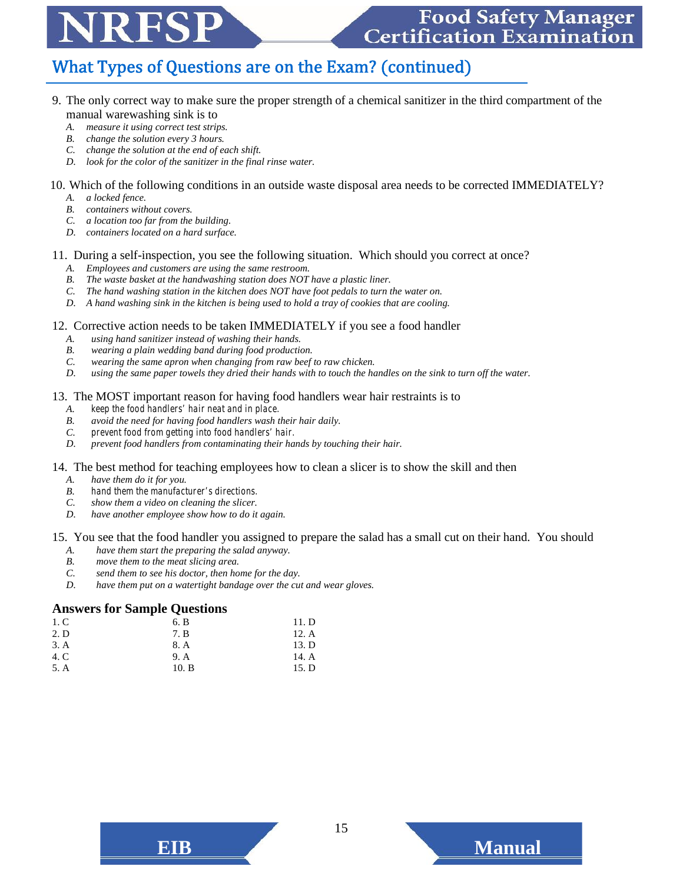## What Types of Questions are on the Exam? (continued)

9. The only correct way to make sure the proper strength of a chemical sanitizer in the third compartment of the manual warewashing sink is to
   - *A. measure it using correct test strips.*
   - *B. change the solution every 3 hours.*
   - *C. change the solution at the end of each shift.*
   - *D. look for the color of the sanitizer in the final rinse water.*

10. Which of the following conditions in an outside waste disposal area needs to be corrected IMMEDIATELY?
    - *A. a locked fence.*
    - *B. containers without covers.*
    - *C. a location too far from the building.*
    - *D. containers located on a hard surface.*

11. During a self-inspection, you see the following situation. Which should you correct at once?
    - *A. Employees and customers are using the same restroom.*
    - *B. The waste basket at the handwashing station does NOT have a plastic liner.*
    - *C. The hand washing station in the kitchen does NOT have foot pedals to turn the water on.*
    - *D. A hand washing sink in the kitchen is being used to hold a tray of cookies that are cooling.*

12. Corrective action needs to be taken IMMEDIATELY if you see a food handler
    - *A. using hand sanitizer instead of washing their hands.*
    - *B. wearing a plain wedding band during food production.*
    - *C. wearing the same apron when changing from raw beef to raw chicken.*
    - *D. using the same paper towels they dried their hands with to touch the handles on the sink to turn off the water.*

13. The MOST important reason for having food handlers wear hair restraints is to
    - *A. keep the food handlers' hair neat and in place.*
    - *B. avoid the need for having food handlers wash their hair daily.*
    - *C. prevent food from getting into food handlers' hair.*
    - *D. prevent food handlers from contaminating their hands by touching their hair.*

14. The best method for teaching employees how to clean a slicer is to show the skill and then
    - *A. have them do it for you.*
    - *B. hand them the manufacturer's directions.*
    - *C. show them a video on cleaning the slicer.*
    - *D. have another employee show how to do it again.*

15. You see that the food handler you assigned to prepare the salad has a small cut on their hand. You should
    - *A. have them start the preparing the salad anyway.*
    - *B. move them to the meat slicing area.*
    - *C. send them to see his doctor, then home for the day.*
    - *D. have them put on a watertight bandage over the cut and wear gloves.*

### Answers for Sample Questions

| | | |
|---|---|---|
| 1. C | 6. B | 11. D |
| 2. D | 7. B | 12. A |
| 3. A | 8. A | 13. D |
| 4. C | 9. A | 14. A |
| 5. A | 10. B | 15. D |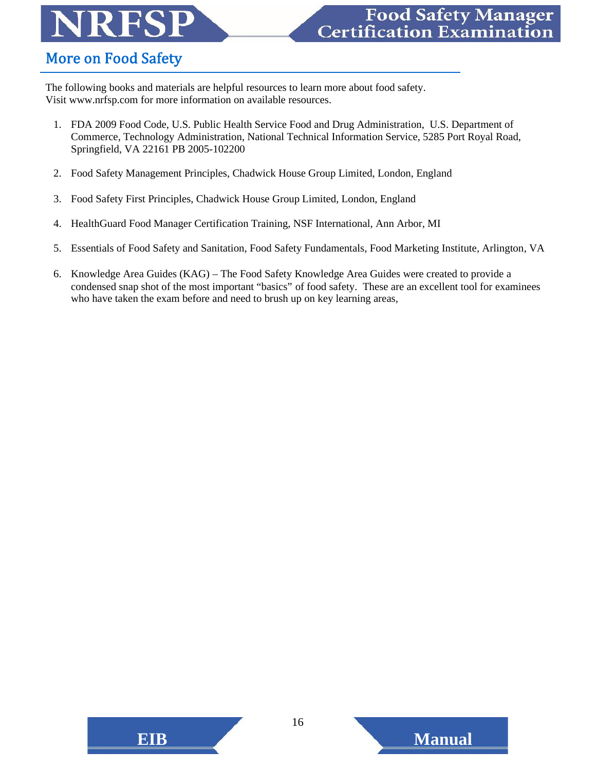## More on Food Safety

The following books and materials are helpful resources to learn more about food safety.
Visit www.nrfsp.com for more information on available resources.

1. FDA 2009 Food Code, U.S. Public Health Service Food and Drug Administration, U.S. Department of Commerce, Technology Administration, National Technical Information Service, 5285 Port Royal Road, Springfield, VA 22161 PB 2005-102200

2. Food Safety Management Principles, Chadwick House Group Limited, London, England

3. Food Safety First Principles, Chadwick House Group Limited, London, England

4. HealthGuard Food Manager Certification Training, NSF International, Ann Arbor, MI

5. Essentials of Food Safety and Sanitation, Food Safety Fundamentals, Food Marketing Institute, Arlington, VA

6. Knowledge Area Guides (KAG) – The Food Safety Knowledge Area Guides were created to provide a condensed snap shot of the most important "basics" of food safety. These are an excellent tool for examinees who have taken the exam before and need to brush up on key learning areas,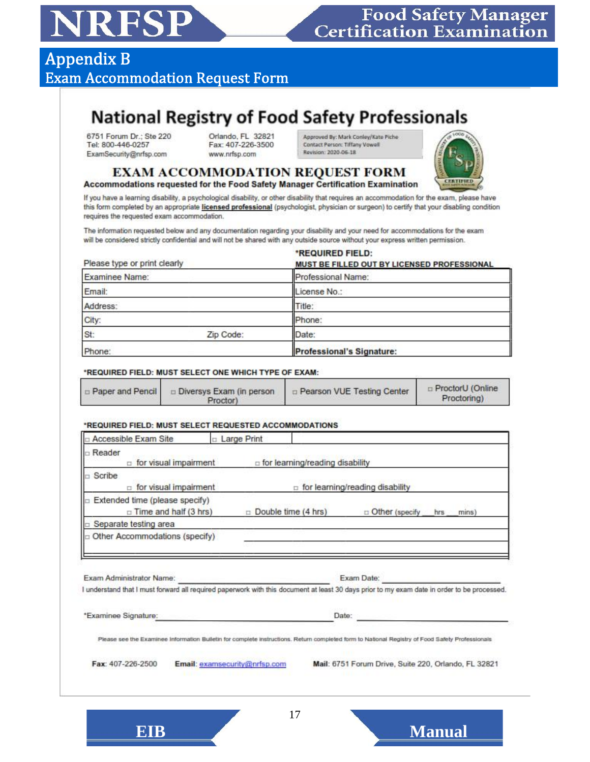# Appendix B
## Exam Accommodation Request Form

# National Registry of Food Safety Professionals

6751 Forum Dr.; Ste 220
Tel: 800-446-0257
ExamSecurity@nrfsp.com

Orlando, FL 32821
Fax: 407-226-3500
www.nrfsp.com

Approved By: Mark Conley/Kate Piche
Contact Person: Tiffany Vowell
Revision: 2020-06-18

## EXAM ACCOMMODATION REQUEST FORM

**Accommodations requested for the Food Safety Manager Certification Examination**

If you have a learning disability, a psychological disability, or other disability that requires an accommodation for the exam, please have this form completed by an appropriate **licensed professional** (psychologist, physician or surgeon) to certify that your disabling condition requires the requested exam accommodation.

The information requested below and any documentation regarding your disability and your need for accommodations for the exam will be considered strictly confidential and will not be shared with any outside source without your express written permission.

| Please type or print clearly | | **\*REQUIRED FIELD: MUST BE FILLED OUT BY LICENSED PROFESSIONAL** |
|---|---|---|
| Examinee Name: | | Professional Name: |
| Email: | | License No.: |
| Address: | | Title: |
| City: | | Phone: |
| St: | Zip Code: | Date: |
| Phone: | | **Professional's Signature:** |

**\*REQUIRED FIELD: MUST SELECT ONE WHICH TYPE OF EXAM:**

| □ Paper and Pencil | □ Diversys Exam (in person Proctor) | □ Pearson VUE Testing Center | □ ProctorU (Online Proctoring) |
|---|---|---|---|

**\*REQUIRED FIELD: MUST SELECT REQUESTED ACCOMMODATIONS**

| | | |
|---|---|---|
| □ Accessible Exam Site | □ Large Print | |
| □ Reader | □ for visual impairment | □ for learning/reading disability |
| □ Scribe | □ for visual impairment | □ for learning/reading disability |
| □ Extended time (please specify) | □ Time and half (3 hrs) □ Double time (4 hrs) | □ Other (specify \_\_ hrs \_\_ mins) |
| □ Separate testing area | | |
| □ Other Accommodations (specify) | | |

Exam Administrator Name: ______________________ Exam Date: ______________________

I understand that I must forward all required paperwork with this document at least 30 days prior to my exam date in order to be processed.

\*Examinee Signature: ______________________ Date: ______________________

Please see the Examinee Information Bulletin for complete instructions. Return completed form to National Registry of Food Safety Professionals

**Fax**: 407-226-2500 **Email**: examsecurity@nrfsp.com **Mail**: 6751 Forum Drive, Suite 220, Orlando, FL 32821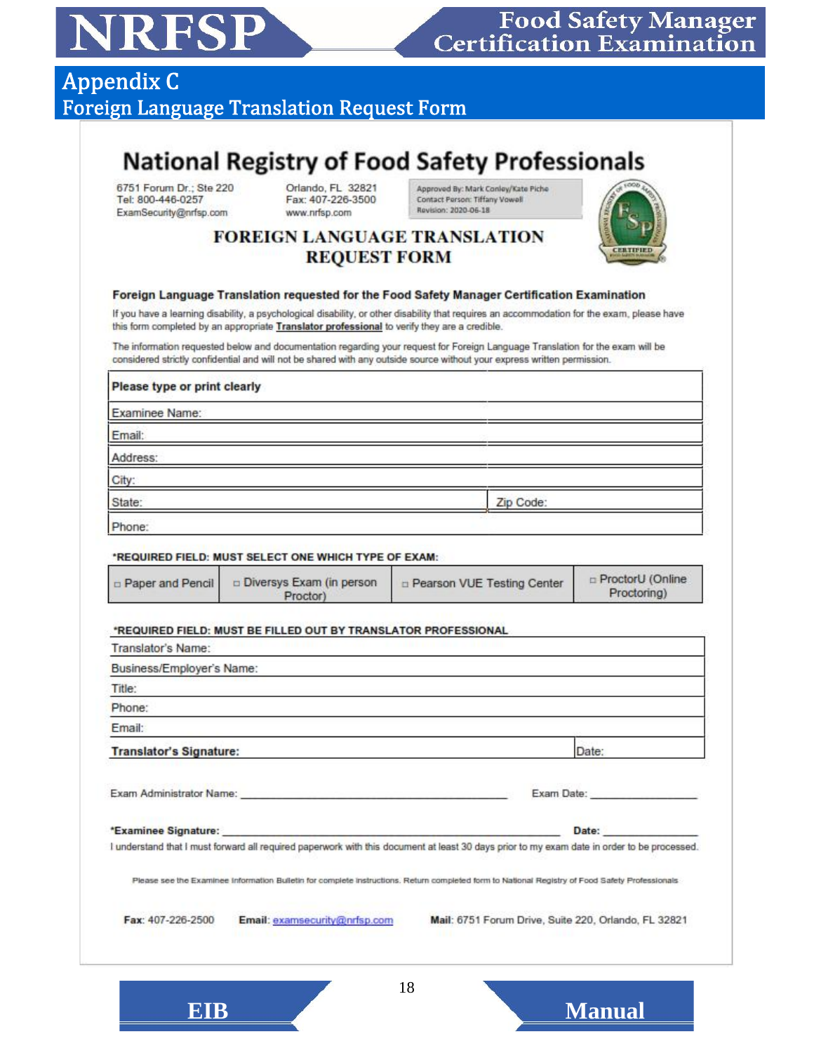# Appendix C
## Foreign Language Translation Request Form

# National Registry of Food Safety Professionals

6751 Forum Dr.; Ste 220
Tel: 800-446-0257
ExamSecurity@nrfsp.com

Orlando, FL 32821
Fax: 407-226-3500
www.nrfsp.com

Approved By: Mark Conley/Kate Piche
Contact Person: Tiffany Vowell
Revision: 2020-06-18

## FOREIGN LANGUAGE TRANSLATION REQUEST FORM

**Foreign Language Translation requested for the Food Safety Manager Certification Examination**

If you have a learning disability, a psychological disability, or other disability that requires an accommodation for the exam, please have this form completed by an appropriate **Translator professional** to verify they are a credible.

The information requested below and documentation regarding your request for Foreign Language Translation for the exam will be considered strictly confidential and will not be shared with any outside source without your express written permission.

| **Please type or print clearly** | |
|---|---|
| Examinee Name: | |
| Email: | |
| Address: | |
| City: | |
| State: | Zip Code: |
| Phone: | |

**\*REQUIRED FIELD: MUST SELECT ONE WHICH TYPE OF EXAM:**

| | | | |
|---|---|---|---|
| ☐ Paper and Pencil | ☐ Diversys Exam (in person Proctor) | ☐ Pearson VUE Testing Center | ☐ ProctorU (Online Proctoring) |

**\*REQUIRED FIELD: MUST BE FILLED OUT BY TRANSLATOR PROFESSIONAL**

| | |
|---|---|
| Translator's Name: | |
| Business/Employer's Name: | |
| Title: | |
| Phone: | |
| Email: | |
| **Translator's Signature:** | Date: |

Exam Administrator Name: ______________________________ Exam Date: ______________

**\*Examinee Signature:** ______________________________ **Date:** ______________

I understand that I must forward all required paperwork with this document at least 30 days prior to my exam date in order to be processed.

Please see the Examinee Information Bulletin for complete instructions. Return completed form to National Registry of Food Safety Professionals

**Fax**: 407-226-2500 **Email**: examsecurity@nrfsp.com **Mail**: 6751 Forum Drive, Suite 220, Orlando, FL 32821